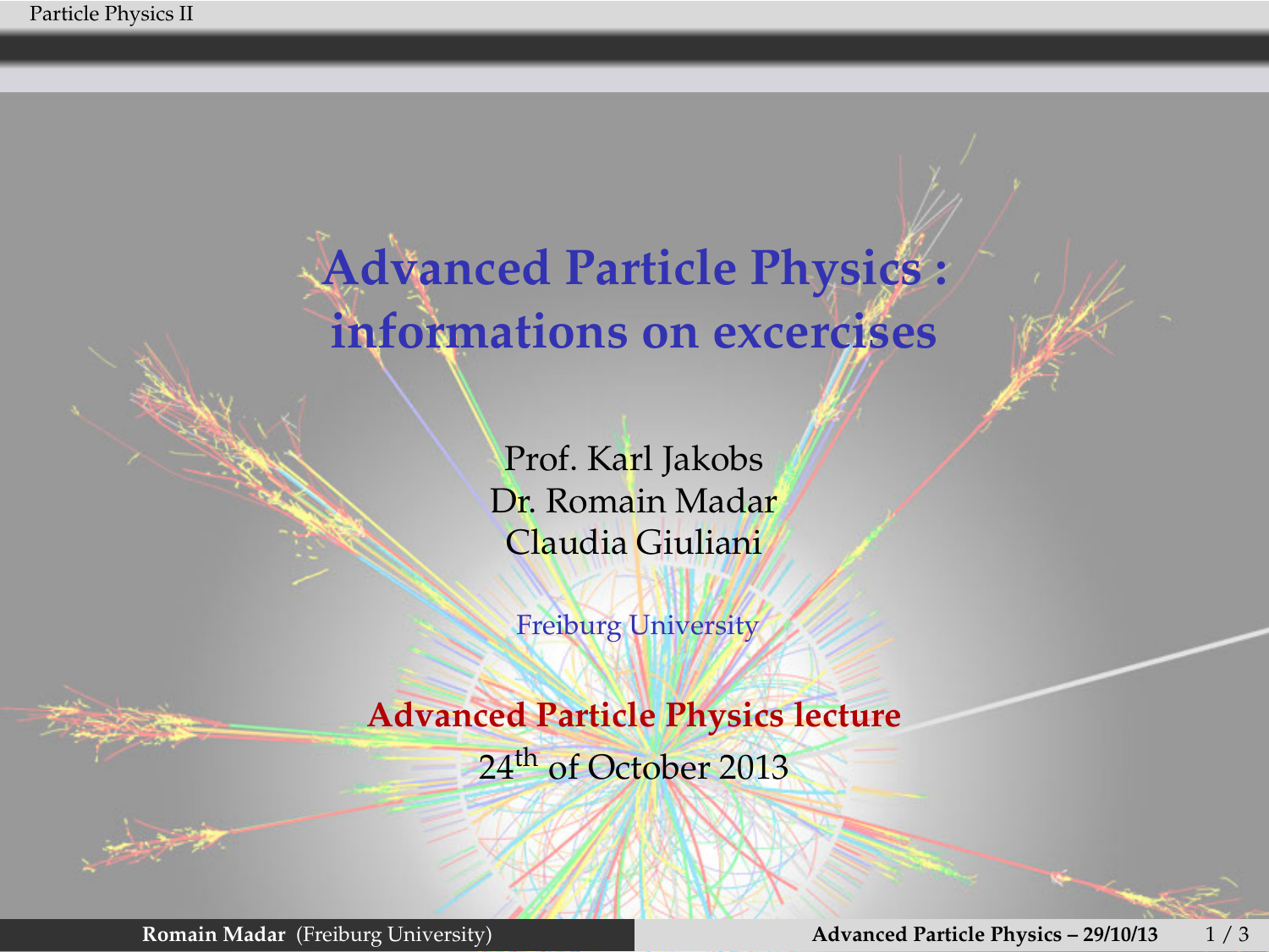# Advanced Particle Physics : informations on excercises

Prof. Karl Jakobs
Dr. Romain Madar
Claudia Giuliani

Freiburg University

**Advanced Particle Physics lecture**

$24^{\text{th}}$ of October 2013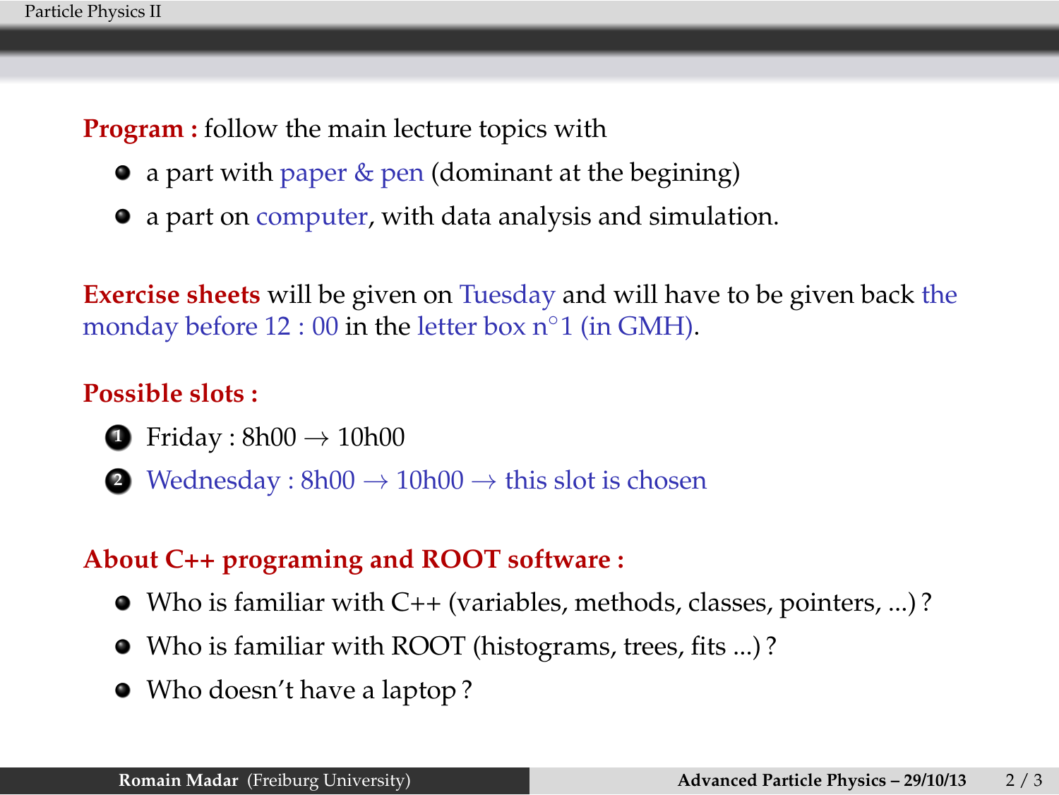**Program :** follow the main lecture topics with

- a part with paper & pen (dominant at the begining)
- a part on computer, with data analysis and simulation.

**Exercise sheets** will be given on Tuesday and will have to be given back the monday before 12 : 00 in the letter box n°1 (in GMH).

**Possible slots :**

1. Friday : 8h00 → 10h00
2. Wednesday : 8h00 → 10h00 → this slot is chosen

**About C++ programing and ROOT software :**

- Who is familiar with C++ (variables, methods, classes, pointers, ...) ?
- Who is familiar with ROOT (histograms, trees, fits ...) ?
- Who doesn't have a laptop ?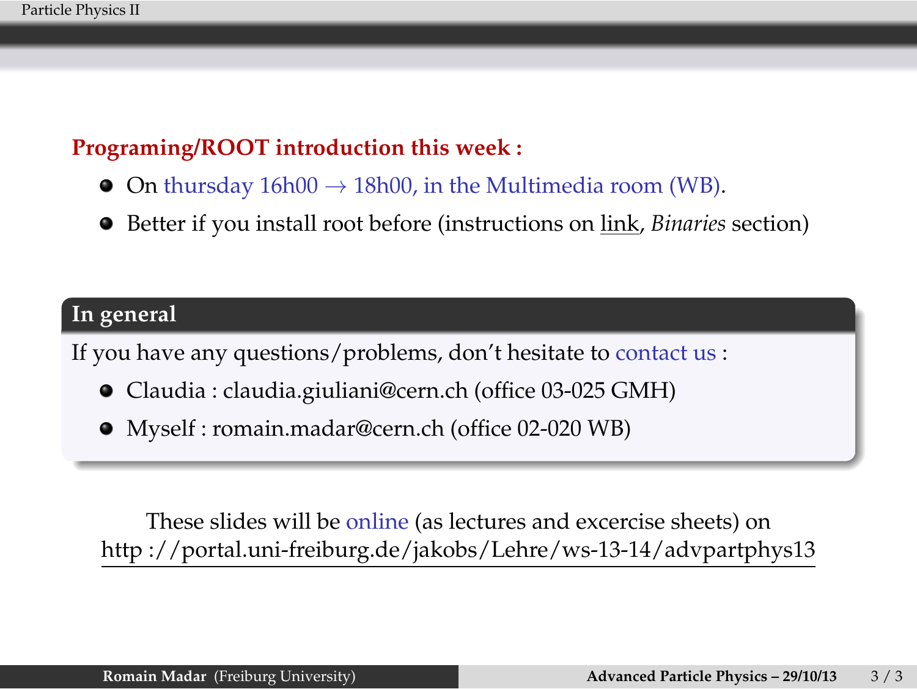**Programing/ROOT introduction this week :**

- On thursday 16h00 $\rightarrow$ 18h00, in the Multimedia room (WB).
- Better if you install root before (instructions on link, *Binaries* section)

## In general

If you have any questions/problems, don't hesitate to contact us :

- Claudia : claudia.giuliani@cern.ch (office 03-025 GMH)
- Myself : romain.madar@cern.ch (office 02-020 WB)

These slides will be online (as lectures and excercise sheets) on http ://portal.uni-freiburg.de/jakobs/Lehre/ws-13-14/advpartphys13